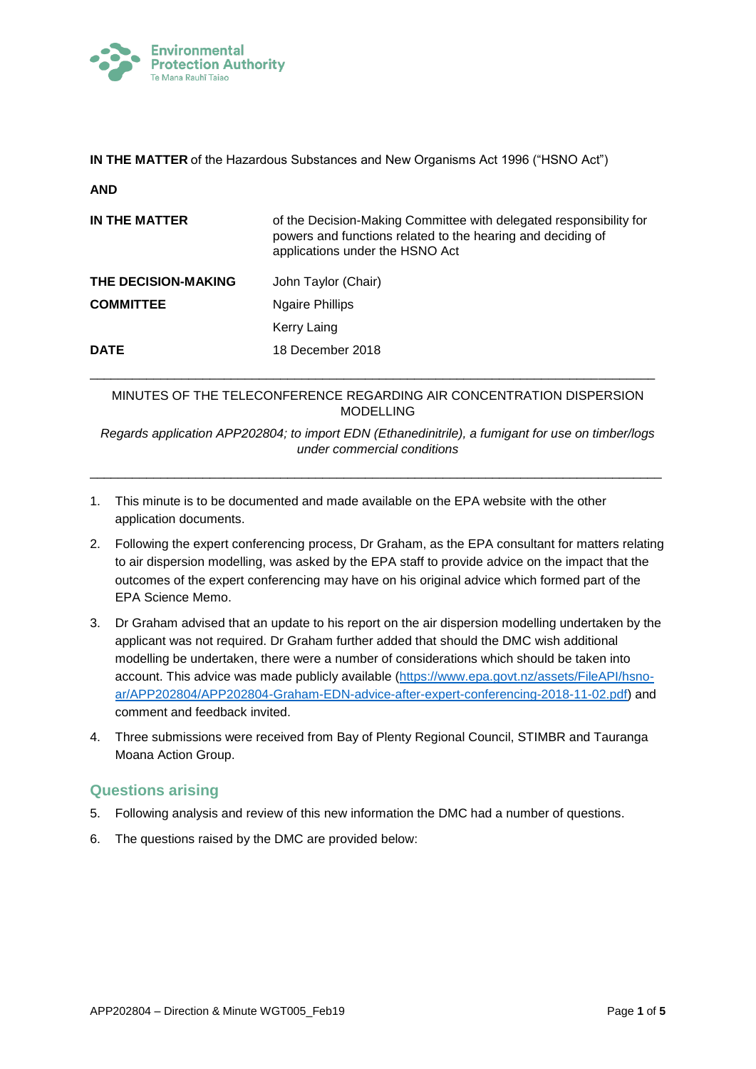**IN THE MATTER** of the Hazardous Substances and New Organisms Act 1996 ("HSNO Act")

**AND**

| | |
|---|---|
| **IN THE MATTER** | of the Decision-Making Committee with delegated responsibility for powers and functions related to the hearing and deciding of applications under the HSNO Act |
| **THE DECISION-MAKING COMMITTEE** | John Taylor (Chair) |
| | Ngaire Phillips |
| | Kerry Laing |
| **DATE** | 18 December 2018 |

---

MINUTES OF THE TELECONFERENCE REGARDING AIR CONCENTRATION DISPERSION MODELLING

*Regards application APP202804; to import EDN (Ethanedinitrile), a fumigant for use on timber/logs under commercial conditions*

---

1. This minute is to be documented and made available on the EPA website with the other application documents.
2. Following the expert conferencing process, Dr Graham, as the EPA consultant for matters relating to air dispersion modelling, was asked by the EPA staff to provide advice on the impact that the outcomes of the expert conferencing may have on his original advice which formed part of the EPA Science Memo.
3. Dr Graham advised that an update to his report on the air dispersion modelling undertaken by the applicant was not required. Dr Graham further added that should the DMC wish additional modelling be undertaken, there were a number of considerations which should be taken into account. This advice was made publicly available (https://www.epa.govt.nz/assets/FileAPI/hsno-ar/APP202804/APP202804-Graham-EDN-advice-after-expert-conferencing-2018-11-02.pdf) and comment and feedback invited.
4. Three submissions were received from Bay of Plenty Regional Council, STIMBR and Tauranga Moana Action Group.

## Questions arising

5. Following analysis and review of this new information the DMC had a number of questions.
6. The questions raised by the DMC are provided below: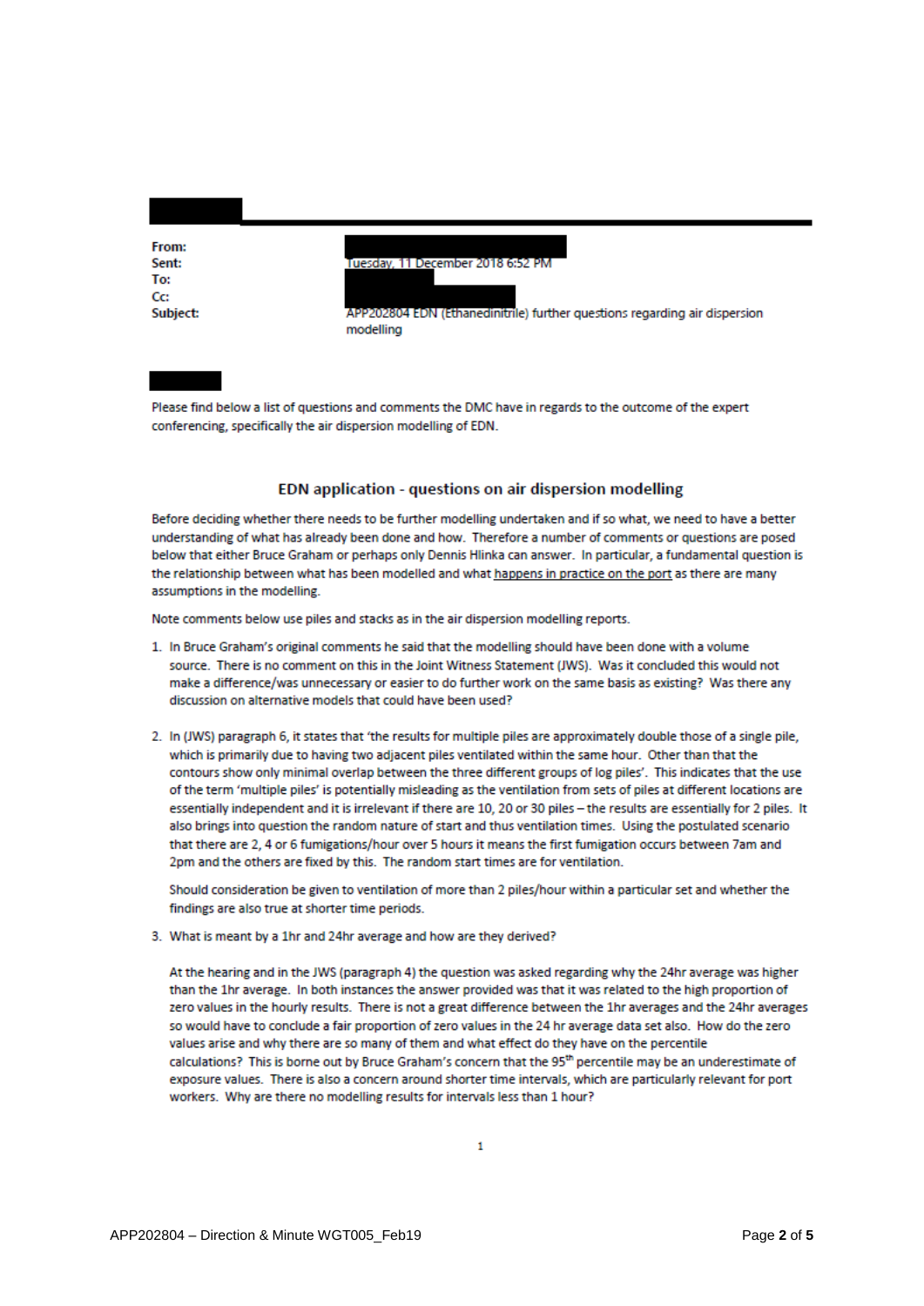| | |
|---|---|
| **From:** | |
| **Sent:** | Tuesday, 11 December 2018 6:52 PM |
| **To:** | |
| **Cc:** | |
| **Subject:** | APP202804 EDN (Ethanedinitrile) further questions regarding air dispersion modelling |

Please find below a list of questions and comments the DMC have in regards to the outcome of the expert conferencing, specifically the air dispersion modelling of EDN.

## EDN application - questions on air dispersion modelling

Before deciding whether there needs to be further modelling undertaken and if so what, we need to have a better understanding of what has already been done and how. Therefore a number of comments or questions are posed below that either Bruce Graham or perhaps only Dennis Hlinka can answer. In particular, a fundamental question is the relationship between what has been modelled and what happens in practice on the port as there are many assumptions in the modelling.

Note comments below use piles and stacks as in the air dispersion modelling reports.

1. In Bruce Graham's original comments he said that the modelling should have been done with a volume source. There is no comment on this in the Joint Witness Statement (JWS). Was it concluded this would not make a difference/was unnecessary or easier to do further work on the same basis as existing? Was there any discussion on alternative models that could have been used?

2. In (JWS) paragraph 6, it states that 'the results for multiple piles are approximately double those of a single pile, which is primarily due to having two adjacent piles ventilated within the same hour. Other than that the contours show only minimal overlap between the three different groups of log piles'. This indicates that the use of the term 'multiple piles' is potentially misleading as the ventilation from sets of piles at different locations are essentially independent and it is irrelevant if there are 10, 20 or 30 piles – the results are essentially for 2 piles. It also brings into question the random nature of start and thus ventilation times. Using the postulated scenario that there are 2, 4 or 6 fumigations/hour over 5 hours it means the first fumigation occurs between 7am and 2pm and the others are fixed by this. The random start times are for ventilation.

   Should consideration be given to ventilation of more than 2 piles/hour within a particular set and whether the findings are also true at shorter time periods.

3. What is meant by a 1hr and 24hr average and how are they derived?

   At the hearing and in the JWS (paragraph 4) the question was asked regarding why the 24hr average was higher than the 1hr average. In both instances the answer provided was that it was related to the high proportion of zero values in the hourly results. There is not a great difference between the 1hr averages and the 24hr averages so would have to conclude a fair proportion of zero values in the 24 hr average data set also. How do the zero values arise and why there are so many of them and what effect do they have on the percentile calculations? This is borne out by Bruce Graham's concern that the 95th percentile may be an underestimate of exposure values. There is also a concern around shorter time intervals, which are particularly relevant for port workers. Why are there no modelling results for intervals less than 1 hour?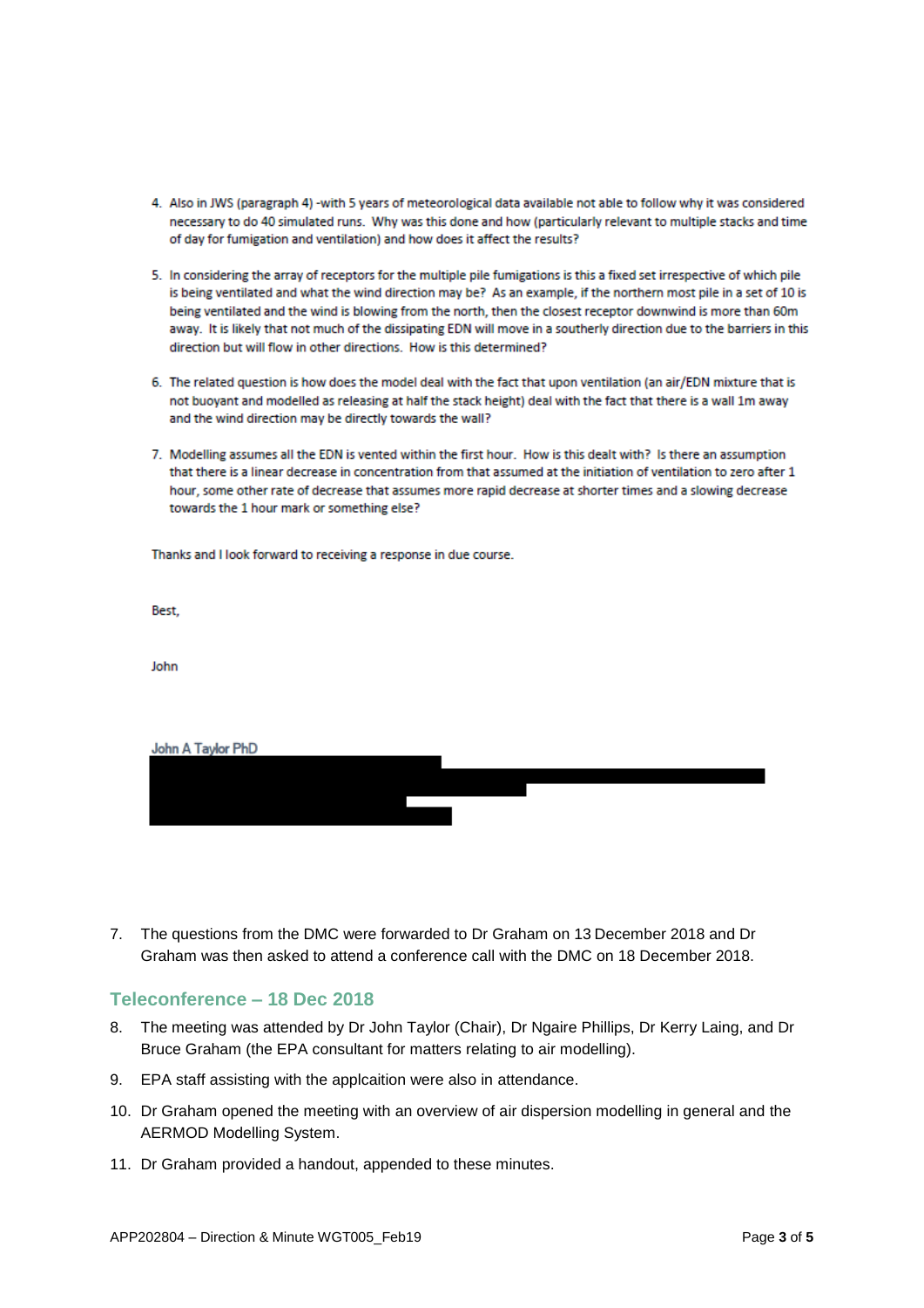4. Also in JWS (paragraph 4) -with 5 years of meteorological data available not able to follow why it was considered necessary to do 40 simulated runs. Why was this done and how (particularly relevant to multiple stacks and time of day for fumigation and ventilation) and how does it affect the results?

5. In considering the array of receptors for the multiple pile fumigations is this a fixed set irrespective of which pile is being ventilated and what the wind direction may be? As an example, if the northern most pile in a set of 10 is being ventilated and the wind is blowing from the north, then the closest receptor downwind is more than 60m away. It is likely that not much of the dissipating EDN will move in a southerly direction due to the barriers in this direction but will flow in other directions. How is this determined?

6. The related question is how does the model deal with the fact that upon ventilation (an air/EDN mixture that is not buoyant and modelled as releasing at half the stack height) deal with the fact that there is a wall 1m away and the wind direction may be directly towards the wall?

7. Modelling assumes all the EDN is vented within the first hour. How is this dealt with? Is there an assumption that there is a linear decrease in concentration from that assumed at the initiation of ventilation to zero after 1 hour, some other rate of decrease that assumes more rapid decrease at shorter times and a slowing decrease towards the 1 hour mark or something else?

Thanks and I look forward to receiving a response in due course.

Best,

John

John A Taylor PhD

7. The questions from the DMC were forwarded to Dr Graham on 13 December 2018 and Dr Graham was then asked to attend a conference call with the DMC on 18 December 2018.

## Teleconference – 18 Dec 2018

8. The meeting was attended by Dr John Taylor (Chair), Dr Ngaire Phillips, Dr Kerry Laing, and Dr Bruce Graham (the EPA consultant for matters relating to air modelling).

9. EPA staff assisting with the applcaition were also in attendance.

10. Dr Graham opened the meeting with an overview of air dispersion modelling in general and the AERMOD Modelling System.

11. Dr Graham provided a handout, appended to these minutes.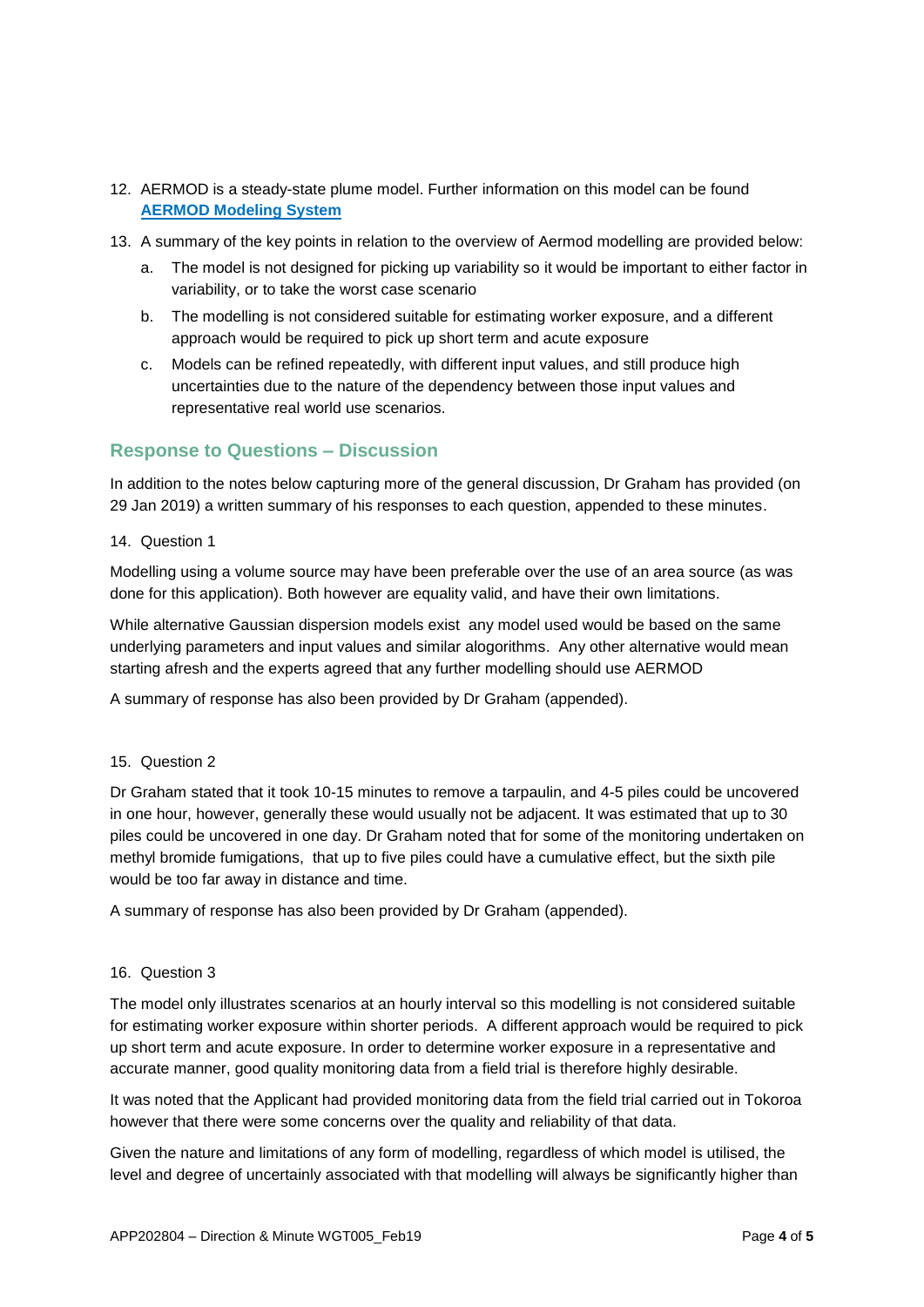12. AERMOD is a steady-state plume model. Further information on this model can be found **AERMOD Modeling System**

13. A summary of the key points in relation to the overview of Aermod modelling are provided below:

    a. The model is not designed for picking up variability so it would be important to either factor in variability, or to take the worst case scenario

    b. The modelling is not considered suitable for estimating worker exposure, and a different approach would be required to pick up short term and acute exposure

    c. Models can be refined repeatedly, with different input values, and still produce high uncertainties due to the nature of the dependency between those input values and representative real world use scenarios.

## Response to Questions – Discussion

In addition to the notes below capturing more of the general discussion, Dr Graham has provided (on 29 Jan 2019) a written summary of his responses to each question, appended to these minutes.

14. Question 1

Modelling using a volume source may have been preferable over the use of an area source (as was done for this application). Both however are equality valid, and have their own limitations.

While alternative Gaussian dispersion models exist any model used would be based on the same underlying parameters and input values and similar alogoritthms. Any other alternative would mean starting afresh and the experts agreed that any further modelling should use AERMOD

A summary of response has also been provided by Dr Graham (appended).

15. Question 2

Dr Graham stated that it took 10-15 minutes to remove a tarpaulin, and 4-5 piles could be uncovered in one hour, however, generally these would usually not be adjacent. It was estimated that up to 30 piles could be uncovered in one day. Dr Graham noted that for some of the monitoring undertaken on methyl bromide fumigations, that up to five piles could have a cumulative effect, but the sixth pile would be too far away in distance and time.

A summary of response has also been provided by Dr Graham (appended).

16. Question 3

The model only illustrates scenarios at an hourly interval so this modelling is not considered suitable for estimating worker exposure within shorter periods. A different approach would be required to pick up short term and acute exposure. In order to determine worker exposure in a representative and accurate manner, good quality monitoring data from a field trial is therefore highly desirable.

It was noted that the Applicant had provided monitoring data from the field trial carried out in Tokoroa however that there were some concerns over the quality and reliability of that data.

Given the nature and limitations of any form of modelling, regardless of which model is utilised, the level and degree of uncertainly associated with that modelling will always be significantly higher than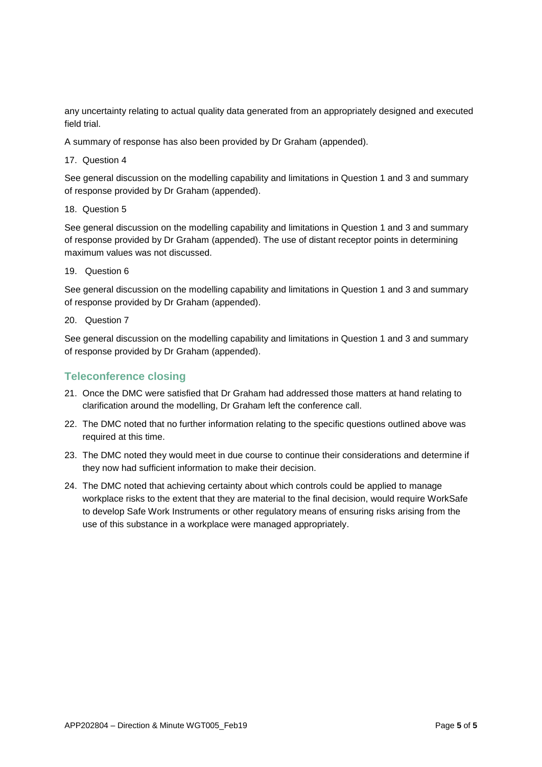any uncertainty relating to actual quality data generated from an appropriately designed and executed field trial.

A summary of response has also been provided by Dr Graham (appended).

17. Question 4

See general discussion on the modelling capability and limitations in Question 1 and 3 and summary of response provided by Dr Graham (appended).

18. Question 5

See general discussion on the modelling capability and limitations in Question 1 and 3 and summary of response provided by Dr Graham (appended). The use of distant receptor points in determining maximum values was not discussed.

19. Question 6

See general discussion on the modelling capability and limitations in Question 1 and 3 and summary of response provided by Dr Graham (appended).

20. Question 7

See general discussion on the modelling capability and limitations in Question 1 and 3 and summary of response provided by Dr Graham (appended).

## Teleconference closing

21. Once the DMC were satisfied that Dr Graham had addressed those matters at hand relating to clarification around the modelling, Dr Graham left the conference call.
22. The DMC noted that no further information relating to the specific questions outlined above was required at this time.
23. The DMC noted they would meet in due course to continue their considerations and determine if they now had sufficient information to make their decision.
24. The DMC noted that achieving certainty about which controls could be applied to manage workplace risks to the extent that they are material to the final decision, would require WorkSafe to develop Safe Work Instruments or other regulatory means of ensuring risks arising from the use of this substance in a workplace were managed appropriately.